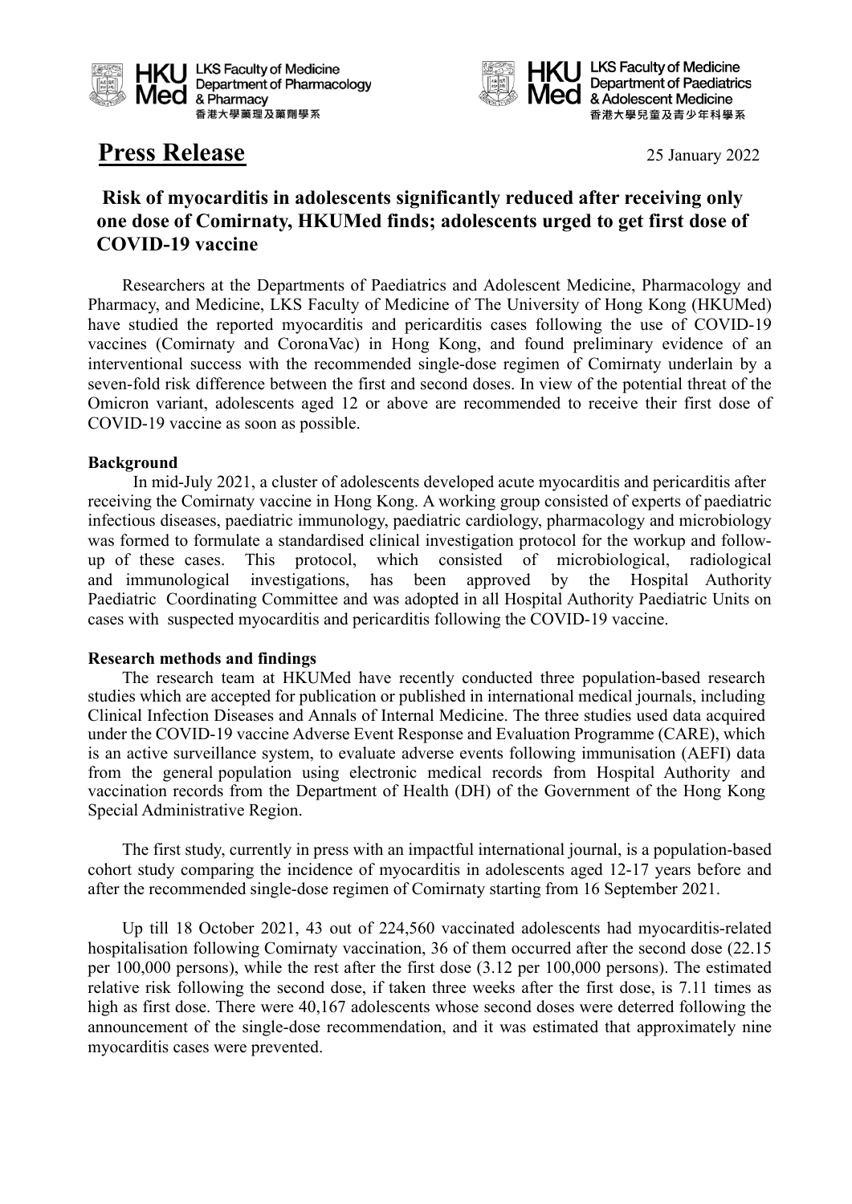HKU Med LKS Faculty of Medicine Department of Pharmacology & Pharmacy 香港大學藥理及藥劑學系

HKU Med LKS Faculty of Medicine Department of Paediatrics & Adolescent Medicine 香港大學兒童及青少年科學系

# Press Release

25 January 2022

## Risk of myocarditis in adolescents significantly reduced after receiving only one dose of Comirnaty, HKUMed finds; adolescents urged to get first dose of COVID-19 vaccine

Researchers at the Departments of Paediatrics and Adolescent Medicine, Pharmacology and Pharmacy, and Medicine, LKS Faculty of Medicine of The University of Hong Kong (HKUMed) have studied the reported myocarditis and pericarditis cases following the use of COVID-19 vaccines (Comirnaty and CoronaVac) in Hong Kong, and found preliminary evidence of an interventional success with the recommended single-dose regimen of Comirnaty underlain by a seven-fold risk difference between the first and second doses. In view of the potential threat of the Omicron variant, adolescents aged 12 or above are recommended to receive their first dose of COVID-19 vaccine as soon as possible.

**Background**

In mid-July 2021, a cluster of adolescents developed acute myocarditis and pericarditis after receiving the Comirnaty vaccine in Hong Kong. A working group consisted of experts of paediatric infectious diseases, paediatric immunology, paediatric cardiology, pharmacology and microbiology was formed to formulate a standardised clinical investigation protocol for the workup and follow-up of these cases. This protocol, which consisted of microbiological, radiological and immunological investigations, has been approved by the Hospital Authority Paediatric Coordinating Committee and was adopted in all Hospital Authority Paediatric Units on cases with suspected myocarditis and pericarditis following the COVID-19 vaccine.

**Research methods and findings**

The research team at HKUMed have recently conducted three population-based research studies which are accepted for publication or published in international medical journals, including Clinical Infection Diseases and Annals of Internal Medicine. The three studies used data acquired under the COVID-19 vaccine Adverse Event Response and Evaluation Programme (CARE), which is an active surveillance system, to evaluate adverse events following immunisation (AEFI) data from the general population using electronic medical records from Hospital Authority and vaccination records from the Department of Health (DH) of the Government of the Hong Kong Special Administrative Region.

The first study, currently in press with an impactful international journal, is a population-based cohort study comparing the incidence of myocarditis in adolescents aged 12-17 years before and after the recommended single-dose regimen of Comirnaty starting from 16 September 2021.

Up till 18 October 2021, 43 out of 224,560 vaccinated adolescents had myocarditis-related hospitalisation following Comirnaty vaccination, 36 of them occurred after the second dose (22.15 per 100,000 persons), while the rest after the first dose (3.12 per 100,000 persons). The estimated relative risk following the second dose, if taken three weeks after the first dose, is 7.11 times as high as first dose. There were 40,167 adolescents whose second doses were deterred following the announcement of the single-dose recommendation, and it was estimated that approximately nine myocarditis cases were prevented.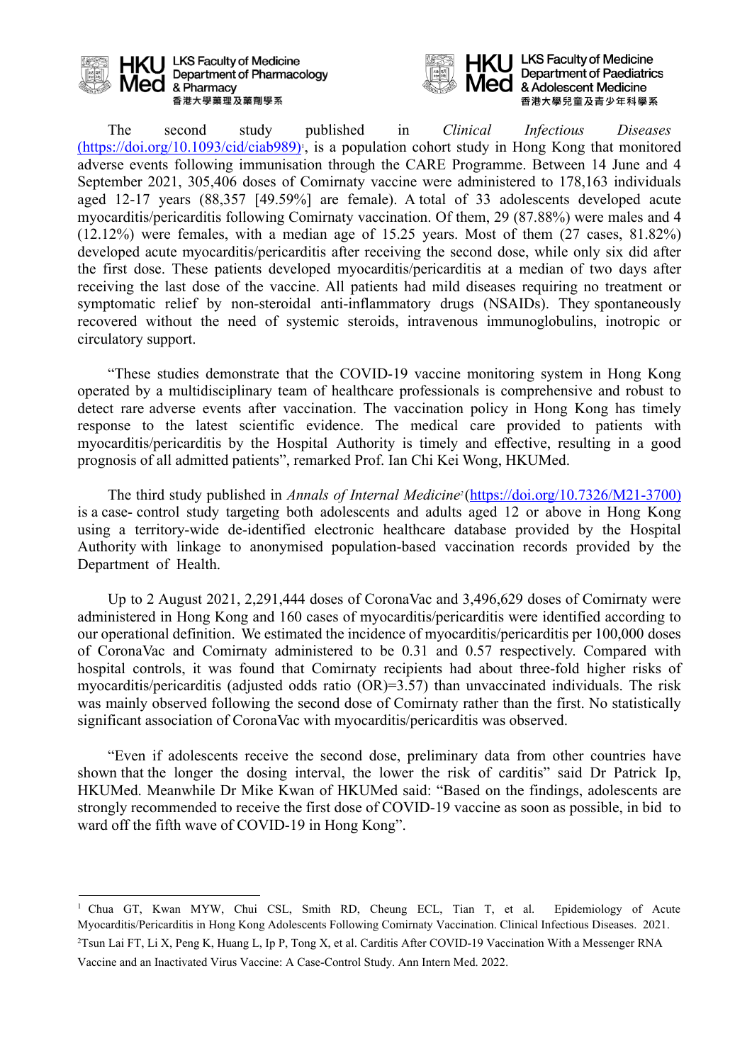The second study published in *Clinical Infectious Diseases* (https://doi.org/10.1093/cid/ciab989)[1], is a population cohort study in Hong Kong that monitored adverse events following immunisation through the CARE Programme. Between 14 June and 4 September 2021, 305,406 doses of Comirnaty vaccine were administered to 178,163 individuals aged 12-17 years (88,357 [49.59%] are female). A total of 33 adolescents developed acute myocarditis/pericarditis following Comirnaty vaccination. Of them, 29 (87.88%) were males and 4 (12.12%) were females, with a median age of 15.25 years. Most of them (27 cases, 81.82%) developed acute myocarditis/pericarditis after receiving the second dose, while only six did after the first dose. These patients developed myocarditis/pericarditis at a median of two days after receiving the last dose of the vaccine. All patients had mild diseases requiring no treatment or symptomatic relief by non-steroidal anti-inflammatory drugs (NSAIDs). They spontaneously recovered without the need of systemic steroids, intravenous immunoglobulins, inotropic or circulatory support.

"These studies demonstrate that the COVID-19 vaccine monitoring system in Hong Kong operated by a multidisciplinary team of healthcare professionals is comprehensive and robust to detect rare adverse events after vaccination. The vaccination policy in Hong Kong has timely response to the latest scientific evidence. The medical care provided to patients with myocarditis/pericarditis by the Hospital Authority is timely and effective, resulting in a good prognosis of all admitted patients", remarked Prof. Ian Chi Kei Wong, HKUMed.

The third study published in *Annals of Internal Medicine*[2] (https://doi.org/10.7326/M21-3700) is a case- control study targeting both adolescents and adults aged 12 or above in Hong Kong using a territory-wide de-identified electronic healthcare database provided by the Hospital Authority with linkage to anonymised population-based vaccination records provided by the Department of Health.

Up to 2 August 2021, 2,291,444 doses of CoronaVac and 3,496,629 doses of Comirnaty were administered in Hong Kong and 160 cases of myocarditis/pericarditis were identified according to our operational definition. We estimated the incidence of myocarditis/pericarditis per 100,000 doses of CoronaVac and Comirnaty administered to be 0.31 and 0.57 respectively. Compared with hospital controls, it was found that Comirnaty recipients had about three-fold higher risks of myocarditis/pericarditis (adjusted odds ratio (OR)=3.57) than unvaccinated individuals. The risk was mainly observed following the second dose of Comirnaty rather than the first. No statistically significant association of CoronaVac with myocarditis/pericarditis was observed.

"Even if adolescents receive the second dose, preliminary data from other countries have shown that the longer the dosing interval, the lower the risk of carditis" said Dr Patrick Ip, HKUMed. Meanwhile Dr Mike Kwan of HKUMed said: "Based on the findings, adolescents are strongly recommended to receive the first dose of COVID-19 vaccine as soon as possible, in bid to ward off the fifth wave of COVID-19 in Hong Kong".

---

[1] Chua GT, Kwan MYW, Chui CSL, Smith RD, Cheung ECL, Tian T, et al. Epidemiology of Acute Myocarditis/Pericarditis in Hong Kong Adolescents Following Comirnaty Vaccination. Clinical Infectious Diseases. 2021.

[2] Tsun Lai FT, Li X, Peng K, Huang L, Ip P, Tong X, et al. Carditis After COVID-19 Vaccination With a Messenger RNA Vaccine and an Inactivated Virus Vaccine: A Case-Control Study. Ann Intern Med. 2022.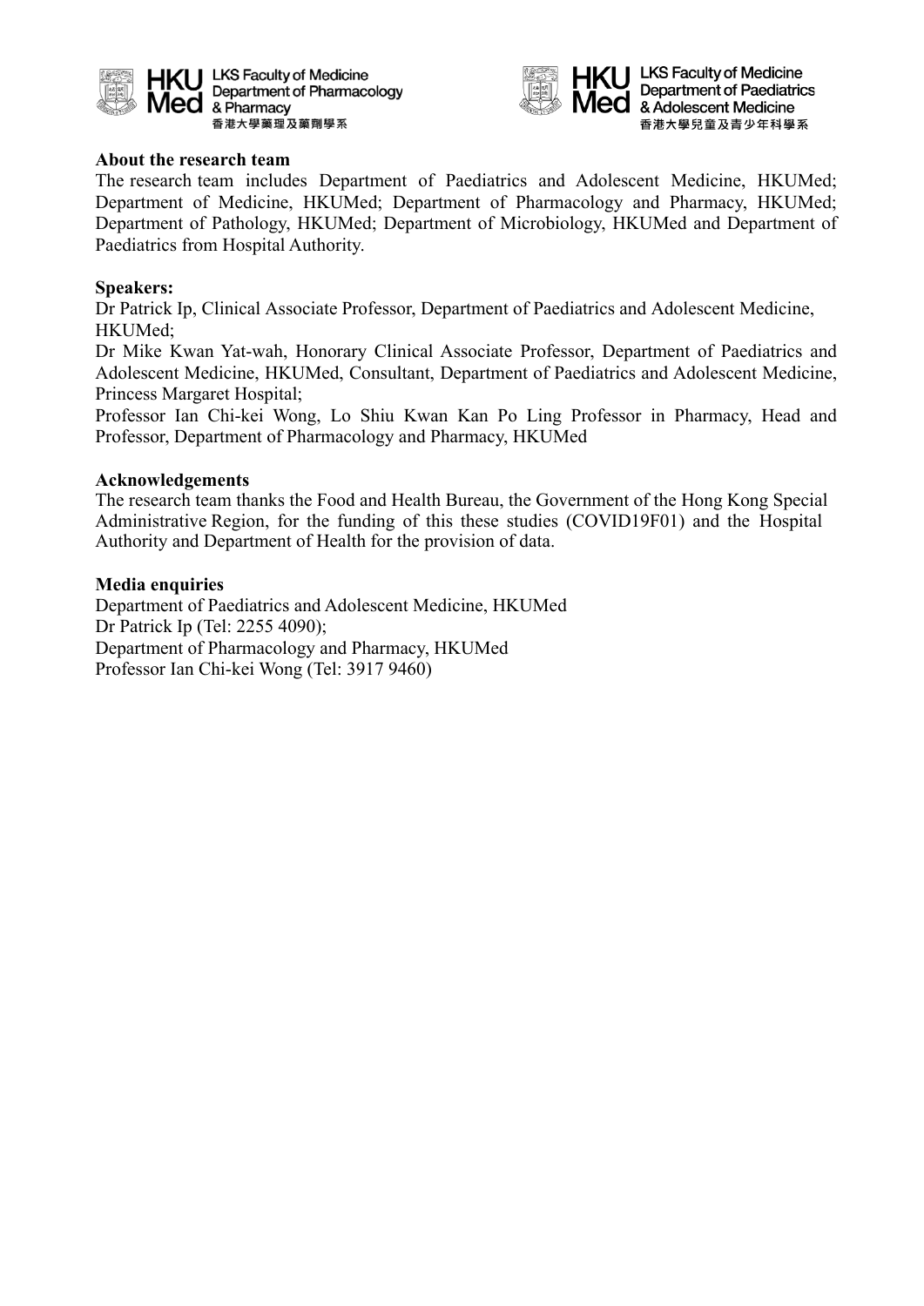**About the research team**

The research team includes Department of Paediatrics and Adolescent Medicine, HKUMed; Department of Medicine, HKUMed; Department of Pharmacology and Pharmacy, HKUMed; Department of Pathology, HKUMed; Department of Microbiology, HKUMed and Department of Paediatrics from Hospital Authority.

**Speakers:**

Dr Patrick Ip, Clinical Associate Professor, Department of Paediatrics and Adolescent Medicine, HKUMed;
Dr Mike Kwan Yat-wah, Honorary Clinical Associate Professor, Department of Paediatrics and Adolescent Medicine, HKUMed, Consultant, Department of Paediatrics and Adolescent Medicine, Princess Margaret Hospital;
Professor Ian Chi-kei Wong, Lo Shiu Kwan Kan Po Ling Professor in Pharmacy, Head and Professor, Department of Pharmacology and Pharmacy, HKUMed

**Acknowledgements**

The research team thanks the Food and Health Bureau, the Government of the Hong Kong Special Administrative Region, for the funding of this these studies (COVID19F01) and the Hospital Authority and Department of Health for the provision of data.

**Media enquiries**

Department of Paediatrics and Adolescent Medicine, HKUMed
Dr Patrick Ip (Tel: 2255 4090);
Department of Pharmacology and Pharmacy, HKUMed
Professor Ian Chi-kei Wong (Tel: 3917 9460)